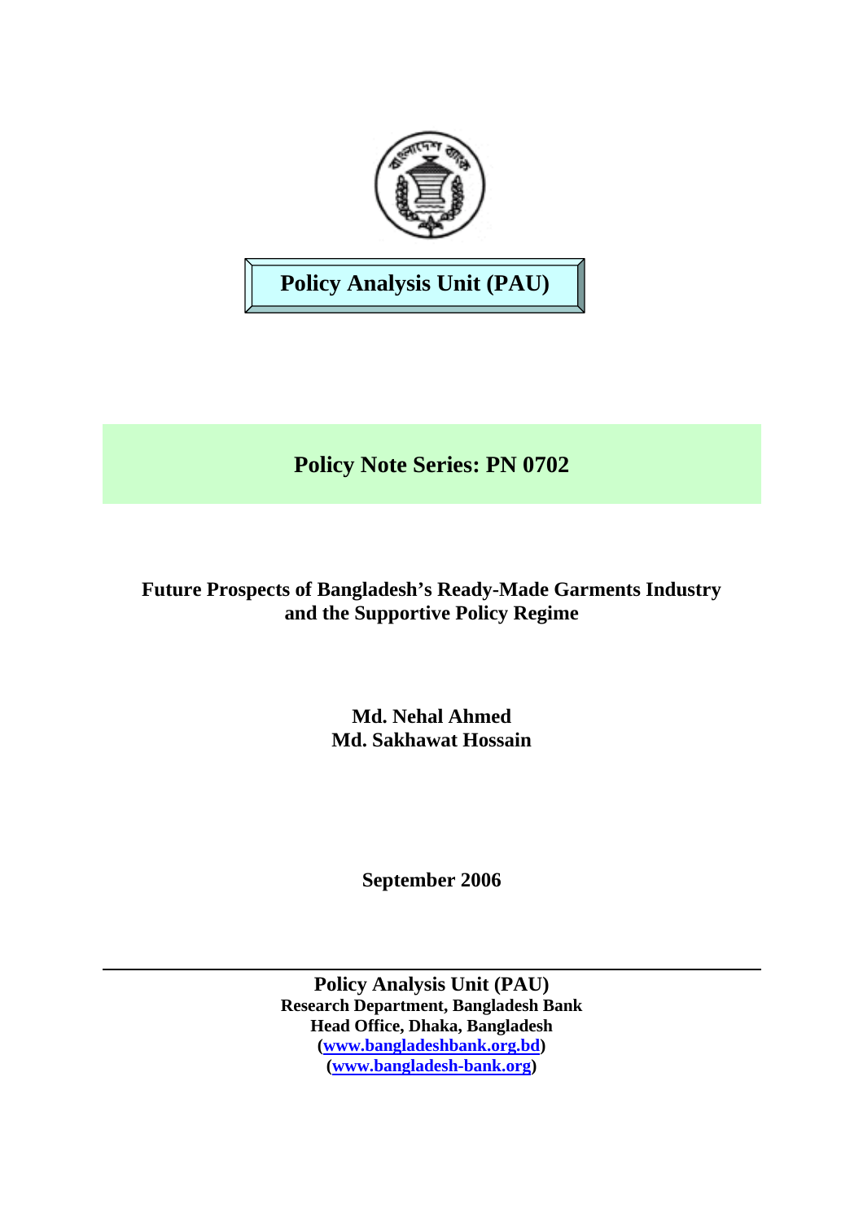**Policy Analysis Unit (PAU)**

## Policy Note Series: PN 0702

# Future Prospects of Bangladesh's Ready-Made Garments Industry and the Supportive Policy Regime

**Md. Nehal Ahmed**
**Md. Sakhawat Hossain**

**September 2006**

---

**Policy Analysis Unit (PAU)**
**Research Department, Bangladesh Bank**
**Head Office, Dhaka, Bangladesh**
**([www.bangladeshbank.org.bd](www.bangladeshbank.org.bd))**
**([www.bangladesh-bank.org](www.bangladesh-bank.org))**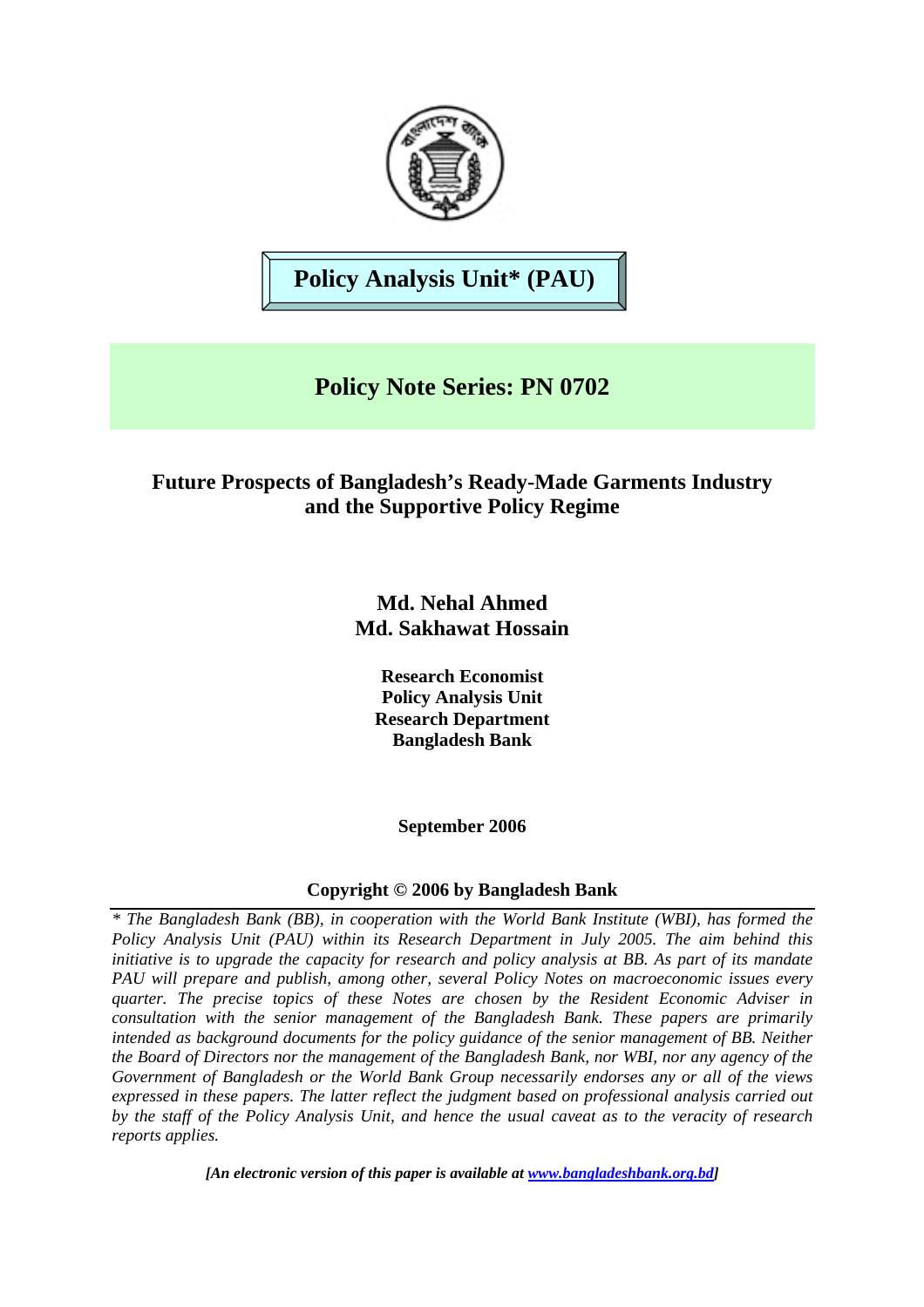# Policy Analysis Unit* (PAU)

## Policy Note Series: PN 0702

### Future Prospects of Bangladesh's Ready-Made Garments Industry and the Supportive Policy Regime

**Md. Nehal Ahmed**
**Md. Sakhawat Hossain**

**Research Economist**
**Policy Analysis Unit**
**Research Department**
**Bangladesh Bank**

**September 2006**

**Copyright © 2006 by Bangladesh Bank**

*\* The Bangladesh Bank (BB), in cooperation with the World Bank Institute (WBI), has formed the Policy Analysis Unit (PAU) within its Research Department in July 2005. The aim behind this initiative is to upgrade the capacity for research and policy analysis at BB. As part of its mandate PAU will prepare and publish, among other, several Policy Notes on macroeconomic issues every quarter. The precise topics of these Notes are chosen by the Resident Economic Adviser in consultation with the senior management of the Bangladesh Bank. These papers are primarily intended as background documents for the policy guidance of the senior management of BB. Neither the Board of Directors nor the management of the Bangladesh Bank, nor WBI, nor any agency of the Government of Bangladesh or the World Bank Group necessarily endorses any or all of the views expressed in these papers. The latter reflect the judgment based on professional analysis carried out by the staff of the Policy Analysis Unit, and hence the usual caveat as to the veracity of research reports applies.*

***[An electronic version of this paper is available at www.bangladeshbank.org.bd]***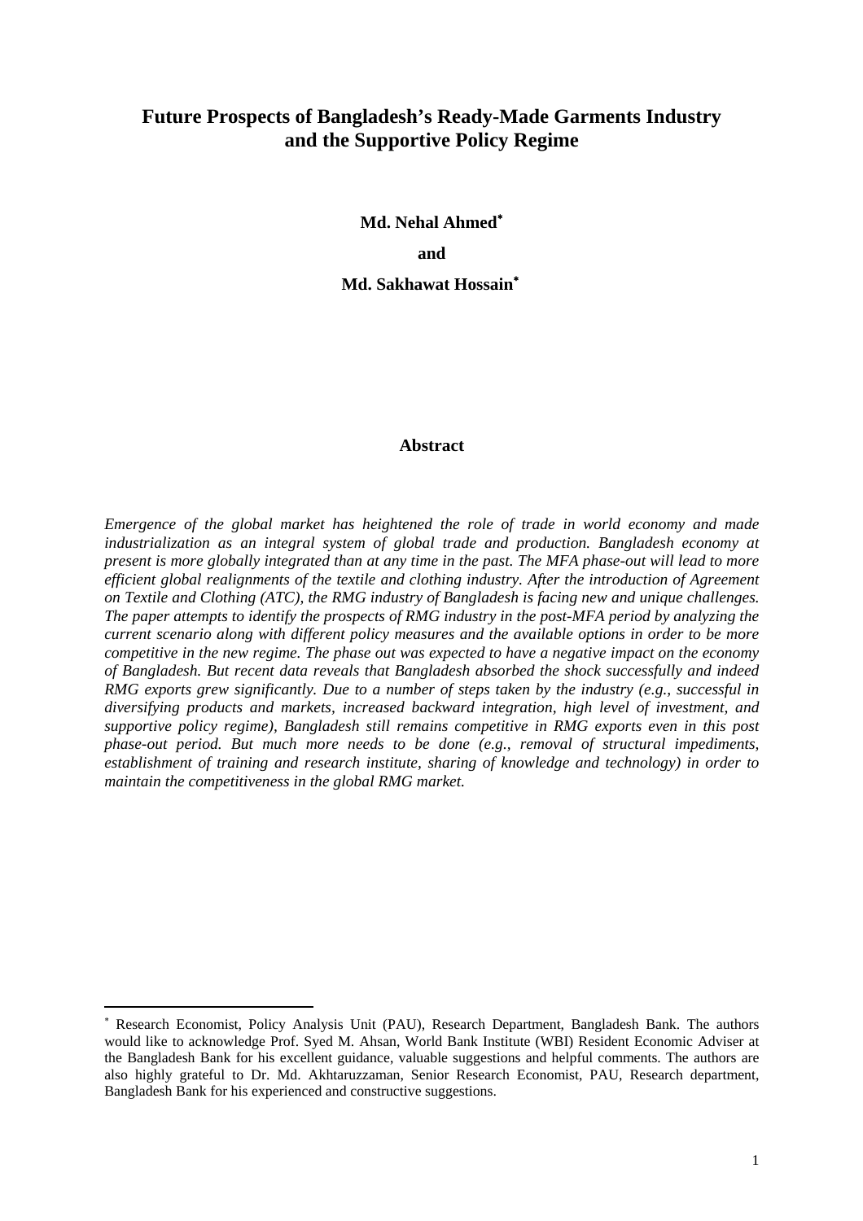# Future Prospects of Bangladesh's Ready-Made Garments Industry and the Supportive Policy Regime

**Md. Nehal Ahmed***

**and**

**Md. Sakhawat Hossain***

## Abstract

*Emergence of the global market has heightened the role of trade in world economy and made industrialization as an integral system of global trade and production. Bangladesh economy at present is more globally integrated than at any time in the past. The MFA phase-out will lead to more efficient global realignments of the textile and clothing industry. After the introduction of Agreement on Textile and Clothing (ATC), the RMG industry of Bangladesh is facing new and unique challenges. The paper attempts to identify the prospects of RMG industry in the post-MFA period by analyzing the current scenario along with different policy measures and the available options in order to be more competitive in the new regime. The phase out was expected to have a negative impact on the economy of Bangladesh. But recent data reveals that Bangladesh absorbed the shock successfully and indeed RMG exports grew significantly. Due to a number of steps taken by the industry (e.g., successful in diversifying products and markets, increased backward integration, high level of investment, and supportive policy regime), Bangladesh still remains competitive in RMG exports even in this post phase-out period. But much more needs to be done (e.g., removal of structural impediments, establishment of training and research institute, sharing of knowledge and technology) in order to maintain the competitiveness in the global RMG market.*

---

* Research Economist, Policy Analysis Unit (PAU), Research Department, Bangladesh Bank. The authors would like to acknowledge Prof. Syed M. Ahsan, World Bank Institute (WBI) Resident Economic Adviser at the Bangladesh Bank for his excellent guidance, valuable suggestions and helpful comments. The authors are also highly grateful to Dr. Md. Akhtaruzzaman, Senior Research Economist, PAU, Research department, Bangladesh Bank for his experienced and constructive suggestions.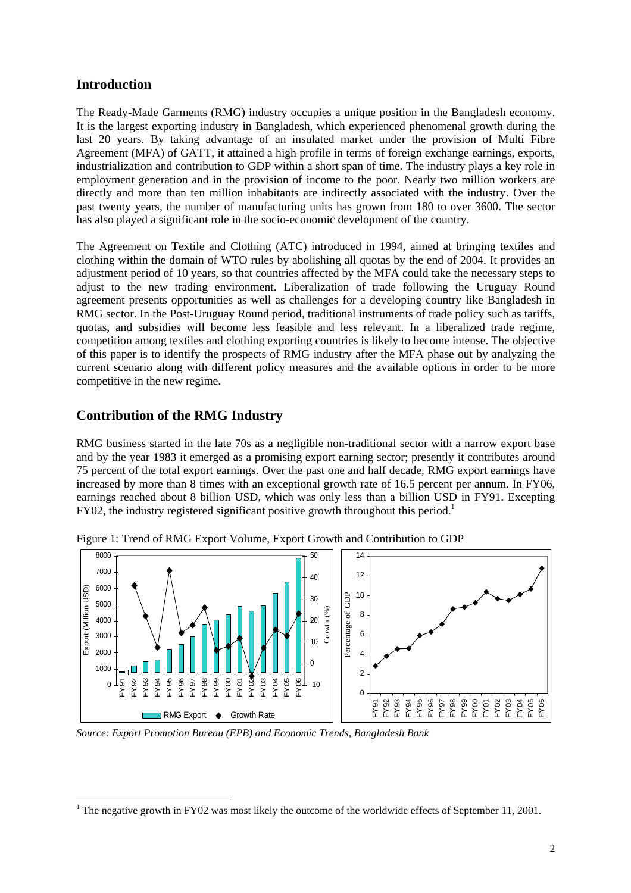## Introduction

The Ready-Made Garments (RMG) industry occupies a unique position in the Bangladesh economy. It is the largest exporting industry in Bangladesh, which experienced phenomenal growth during the last 20 years. By taking advantage of an insulated market under the provision of Multi Fibre Agreement (MFA) of GATT, it attained a high profile in terms of foreign exchange earnings, exports, industrialization and contribution to GDP within a short span of time. The industry plays a key role in employment generation and in the provision of income to the poor. Nearly two million workers are directly and more than ten million inhabitants are indirectly associated with the industry. Over the past twenty years, the number of manufacturing units has grown from 180 to over 3600. The sector has also played a significant role in the socio-economic development of the country.

The Agreement on Textile and Clothing (ATC) introduced in 1994, aimed at bringing textiles and clothing within the domain of WTO rules by abolishing all quotas by the end of 2004. It provides an adjustment period of 10 years, so that countries affected by the MFA could take the necessary steps to adjust to the new trading environment. Liberalization of trade following the Uruguay Round agreement presents opportunities as well as challenges for a developing country like Bangladesh in RMG sector. In the Post-Uruguay Round period, traditional instruments of trade policy such as tariffs, quotas, and subsidies will become less feasible and less relevant. In a liberalized trade regime, competition among textiles and clothing exporting countries is likely to become intense. The objective of this paper is to identify the prospects of RMG industry after the MFA phase out by analyzing the current scenario along with different policy measures and the available options in order to be more competitive in the new regime.

## Contribution of the RMG Industry

RMG business started in the late 70s as a negligible non-traditional sector with a narrow export base and by the year 1983 it emerged as a promising export earning sector; presently it contributes around 75 percent of the total export earnings. Over the past one and half decade, RMG export earnings have increased by more than 8 times with an exceptional growth rate of 16.5 percent per annum. In FY06, earnings reached about 8 billion USD, which was only less than a billion USD in FY91. Excepting FY02, the industry registered significant positive growth throughout this period.[1]

Figure 1: Trend of RMG Export Volume, Export Growth and Contribution to GDP

*Source: Export Promotion Bureau (EPB) and Economic Trends, Bangladesh Bank*

[1] The negative growth in FY02 was most likely the outcome of the worldwide effects of September 11, 2001.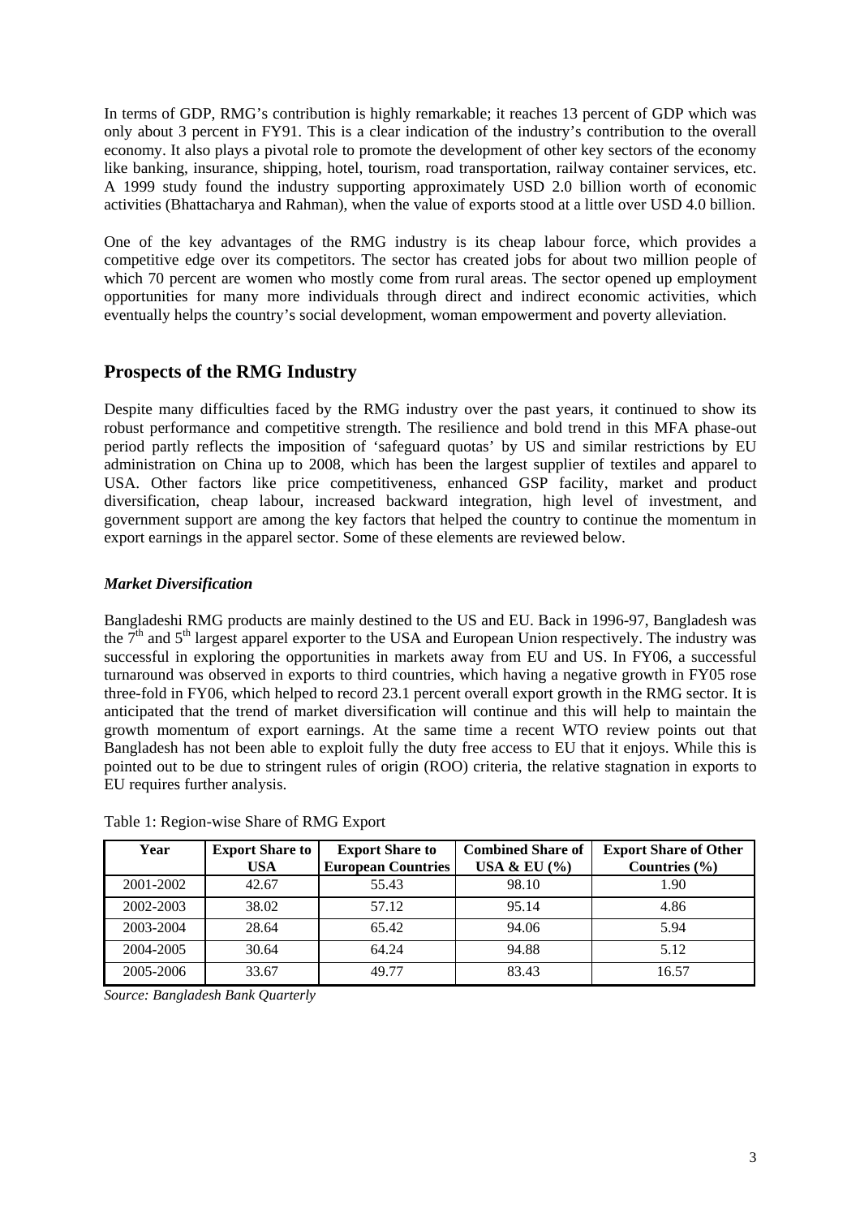In terms of GDP, RMG's contribution is highly remarkable; it reaches 13 percent of GDP which was only about 3 percent in FY91. This is a clear indication of the industry's contribution to the overall economy. It also plays a pivotal role to promote the development of other key sectors of the economy like banking, insurance, shipping, hotel, tourism, road transportation, railway container services, etc. A 1999 study found the industry supporting approximately USD 2.0 billion worth of economic activities (Bhattacharya and Rahman), when the value of exports stood at a little over USD 4.0 billion.

One of the key advantages of the RMG industry is its cheap labour force, which provides a competitive edge over its competitors. The sector has created jobs for about two million people of which 70 percent are women who mostly come from rural areas. The sector opened up employment opportunities for many more individuals through direct and indirect economic activities, which eventually helps the country's social development, woman empowerment and poverty alleviation.

## Prospects of the RMG Industry

Despite many difficulties faced by the RMG industry over the past years, it continued to show its robust performance and competitive strength. The resilience and bold trend in this MFA phase-out period partly reflects the imposition of 'safeguard quotas' by US and similar restrictions by EU administration on China up to 2008, which has been the largest supplier of textiles and apparel to USA. Other factors like price competitiveness, enhanced GSP facility, market and product diversification, cheap labour, increased backward integration, high level of investment, and government support are among the key factors that helped the country to continue the momentum in export earnings in the apparel sector. Some of these elements are reviewed below.

### *Market Diversification*

Bangladeshi RMG products are mainly destined to the US and EU. Back in 1996-97, Bangladesh was the 7th and 5th largest apparel exporter to the USA and European Union respectively. The industry was successful in exploring the opportunities in markets away from EU and US. In FY06, a successful turnaround was observed in exports to third countries, which having a negative growth in FY05 rose three-fold in FY06, which helped to record 23.1 percent overall export growth in the RMG sector. It is anticipated that the trend of market diversification will continue and this will help to maintain the growth momentum of export earnings. At the same time a recent WTO review points out that Bangladesh has not been able to exploit fully the duty free access to EU that it enjoys. While this is pointed out to be due to stringent rules of origin (ROO) criteria, the relative stagnation in exports to EU requires further analysis.

Table 1: Region-wise Share of RMG Export

| Year | Export Share to USA | Export Share to European Countries | Combined Share of USA & EU (%) | Export Share of Other Countries (%) |
|---|---|---|---|---|
| 2001-2002 | 42.67 | 55.43 | 98.10 | 1.90 |
| 2002-2003 | 38.02 | 57.12 | 95.14 | 4.86 |
| 2003-2004 | 28.64 | 65.42 | 94.06 | 5.94 |
| 2004-2005 | 30.64 | 64.24 | 94.88 | 5.12 |
| 2005-2006 | 33.67 | 49.77 | 83.43 | 16.57 |

*Source: Bangladesh Bank Quarterly*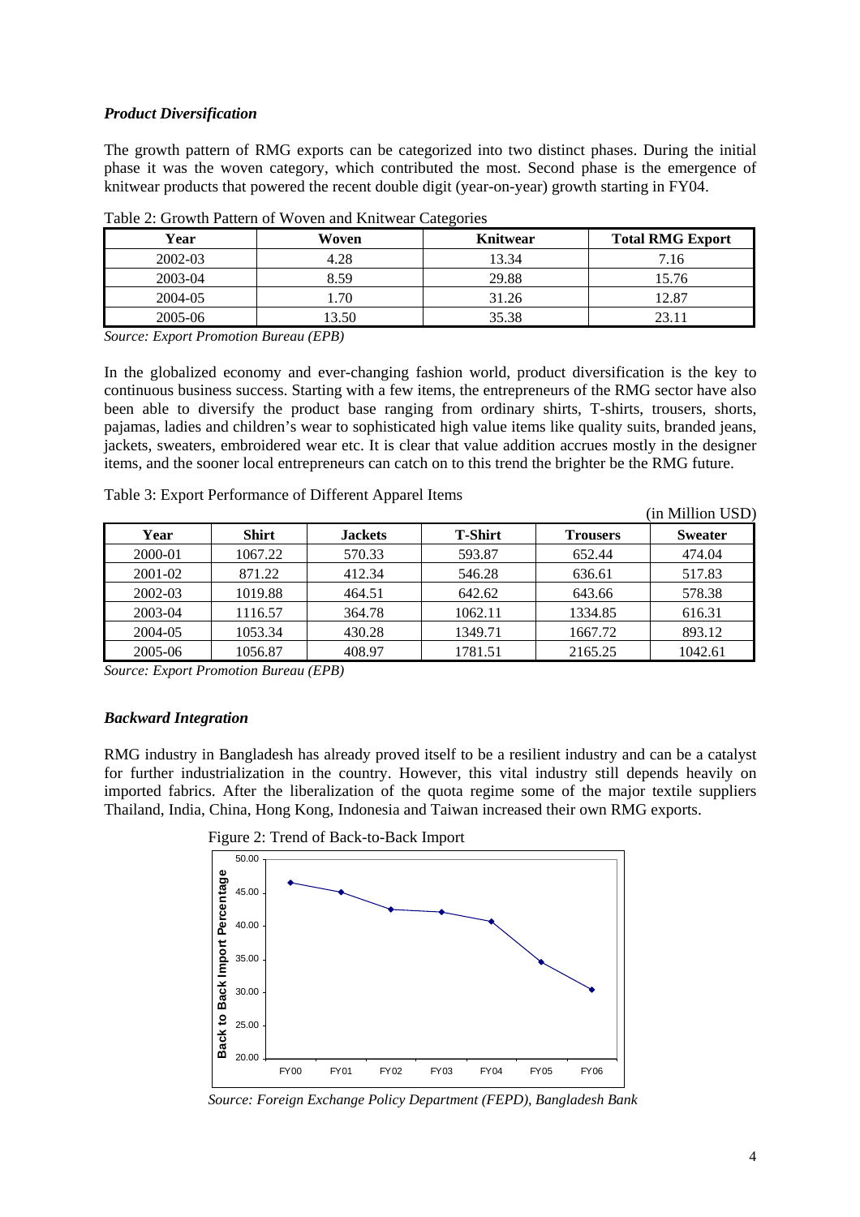### *Product Diversification*

The growth pattern of RMG exports can be categorized into two distinct phases. During the initial phase it was the woven category, which contributed the most. Second phase is the emergence of knitwear products that powered the recent double digit (year-on-year) growth starting in FY04.

Table 2: Growth Pattern of Woven and Knitwear Categories

| Year | Woven | Knitwear | Total RMG Export |
|---|---|---|---|
| 2002-03 | 4.28 | 13.34 | 7.16 |
| 2003-04 | 8.59 | 29.88 | 15.76 |
| 2004-05 | 1.70 | 31.26 | 12.87 |
| 2005-06 | 13.50 | 35.38 | 23.11 |

*Source: Export Promotion Bureau (EPB)*

In the globalized economy and ever-changing fashion world, product diversification is the key to continuous business success. Starting with a few items, the entrepreneurs of the RMG sector have also been able to diversify the product base ranging from ordinary shirts, T-shirts, trousers, shorts, pajamas, ladies and children's wear to sophisticated high value items like quality suits, branded jeans, jackets, sweaters, embroidered wear etc. It is clear that value addition accrues mostly in the designer items, and the sooner local entrepreneurs can catch on to this trend the brighter be the RMG future.

Table 3: Export Performance of Different Apparel Items

(in Million USD)

| Year | Shirt | Jackets | T-Shirt | Trousers | Sweater |
|---|---|---|---|---|---|
| 2000-01 | 1067.22 | 570.33 | 593.87 | 652.44 | 474.04 |
| 2001-02 | 871.22 | 412.34 | 546.28 | 636.61 | 517.83 |
| 2002-03 | 1019.88 | 464.51 | 642.62 | 643.66 | 578.38 |
| 2003-04 | 1116.57 | 364.78 | 1062.11 | 1334.85 | 616.31 |
| 2004-05 | 1053.34 | 430.28 | 1349.71 | 1667.72 | 893.12 |
| 2005-06 | 1056.87 | 408.97 | 1781.51 | 2165.25 | 1042.61 |

*Source: Export Promotion Bureau (EPB)*

### *Backward Integration*

RMG industry in Bangladesh has already proved itself to be a resilient industry and can be a catalyst for further industrialization in the country. However, this vital industry still depends heavily on imported fabrics. After the liberalization of the quota regime some of the major textile suppliers Thailand, India, China, Hong Kong, Indonesia and Taiwan increased their own RMG exports.

Figure 2: Trend of Back-to-Back Import

*Source: Foreign Exchange Policy Department (FEPD), Bangladesh Bank*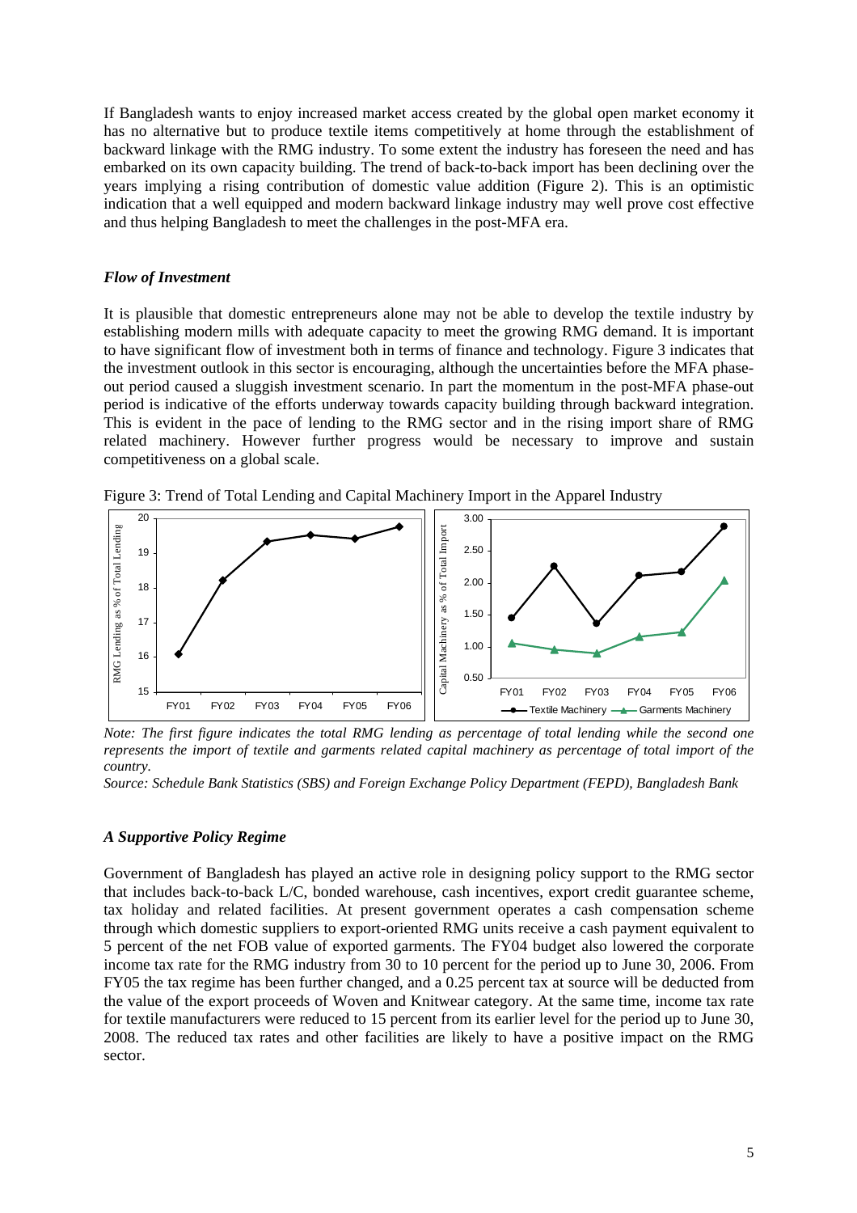If Bangladesh wants to enjoy increased market access created by the global open market economy it has no alternative but to produce textile items competitively at home through the establishment of backward linkage with the RMG industry. To some extent the industry has foreseen the need and has embarked on its own capacity building. The trend of back-to-back import has been declining over the years implying a rising contribution of domestic value addition (Figure 2). This is an optimistic indication that a well equipped and modern backward linkage industry may well prove cost effective and thus helping Bangladesh to meet the challenges in the post-MFA era.

### *Flow of Investment*

It is plausible that domestic entrepreneurs alone may not be able to develop the textile industry by establishing modern mills with adequate capacity to meet the growing RMG demand. It is important to have significant flow of investment both in terms of finance and technology. Figure 3 indicates that the investment outlook in this sector is encouraging, although the uncertainties before the MFA phase-out period caused a sluggish investment scenario. In part the momentum in the post-MFA phase-out period is indicative of the efforts underway towards capacity building through backward integration. This is evident in the pace of lending to the RMG sector and in the rising import share of RMG related machinery. However further progress would be necessary to improve and sustain competitiveness on a global scale.

Figure 3: Trend of Total Lending and Capital Machinery Import in the Apparel Industry

*Note: The first figure indicates the total RMG lending as percentage of total lending while the second one represents the import of textile and garments related capital machinery as percentage of total import of the country.*

*Source: Schedule Bank Statistics (SBS) and Foreign Exchange Policy Department (FEPD), Bangladesh Bank*

### *A Supportive Policy Regime*

Government of Bangladesh has played an active role in designing policy support to the RMG sector that includes back-to-back L/C, bonded warehouse, cash incentives, export credit guarantee scheme, tax holiday and related facilities. At present government operates a cash compensation scheme through which domestic suppliers to export-oriented RMG units receive a cash payment equivalent to 5 percent of the net FOB value of exported garments. The FY04 budget also lowered the corporate income tax rate for the RMG industry from 30 to 10 percent for the period up to June 30, 2006. From FY05 the tax regime has been further changed, and a 0.25 percent tax at source will be deducted from the value of the export proceeds of Woven and Knitwear category. At the same time, income tax rate for textile manufacturers were reduced to 15 percent from its earlier level for the period up to June 30, 2008. The reduced tax rates and other facilities are likely to have a positive impact on the RMG sector.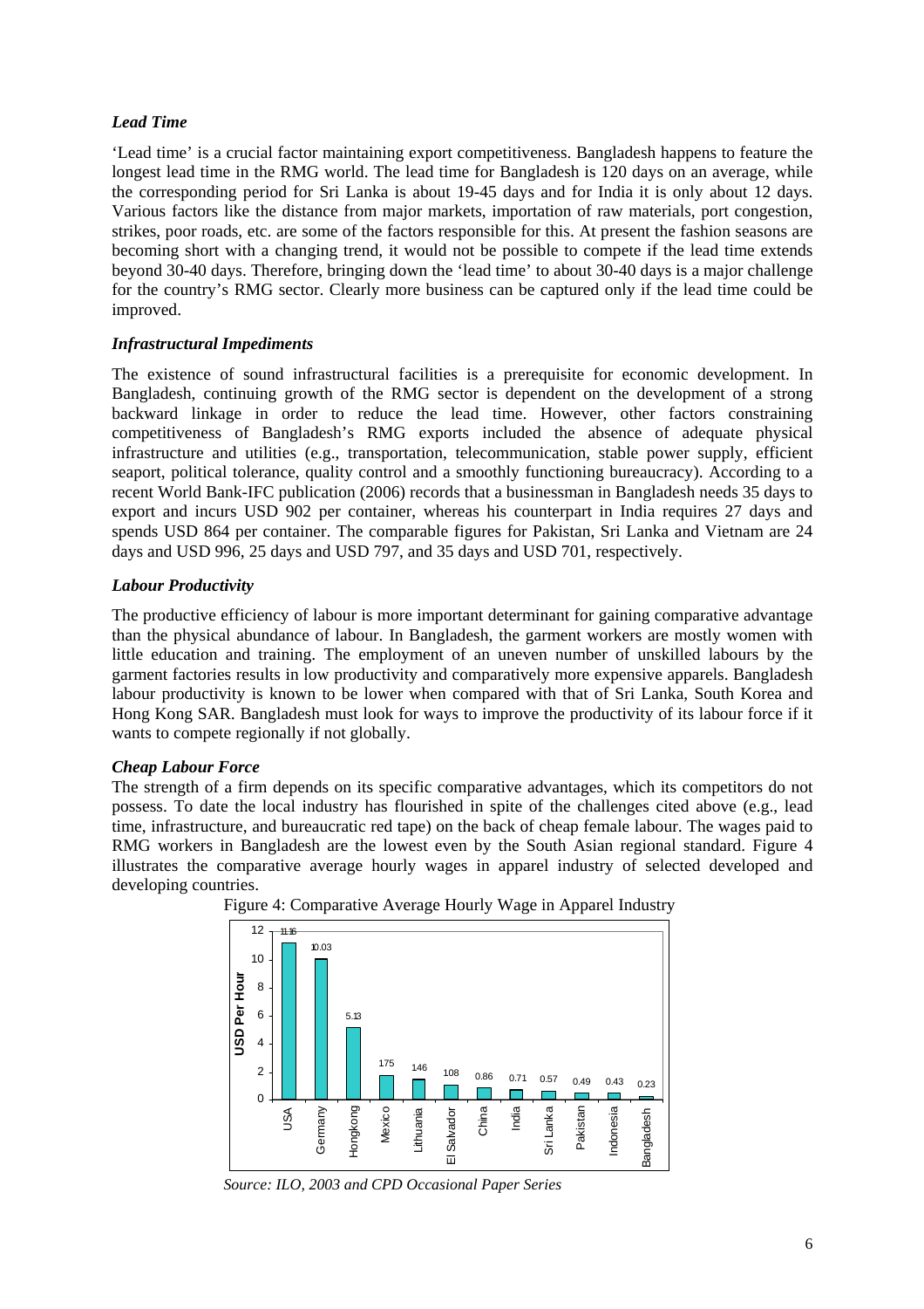### *Lead Time*

'Lead time' is a crucial factor maintaining export competitiveness. Bangladesh happens to feature the longest lead time in the RMG world. The lead time for Bangladesh is 120 days on an average, while the corresponding period for Sri Lanka is about 19-45 days and for India it is only about 12 days. Various factors like the distance from major markets, importation of raw materials, port congestion, strikes, poor roads, etc. are some of the factors responsible for this. At present the fashion seasons are becoming short with a changing trend, it would not be possible to compete if the lead time extends beyond 30-40 days. Therefore, bringing down the 'lead time' to about 30-40 days is a major challenge for the country's RMG sector. Clearly more business can be captured only if the lead time could be improved.

### *Infrastructural Impediments*

The existence of sound infrastructural facilities is a prerequisite for economic development. In Bangladesh, continuing growth of the RMG sector is dependent on the development of a strong backward linkage in order to reduce the lead time. However, other factors constraining competitiveness of Bangladesh's RMG exports included the absence of adequate physical infrastructure and utilities (e.g., transportation, telecommunication, stable power supply, efficient seaport, political tolerance, quality control and a smoothly functioning bureaucracy). According to a recent World Bank-IFC publication (2006) records that a businessman in Bangladesh needs 35 days to export and incurs USD 902 per container, whereas his counterpart in India requires 27 days and spends USD 864 per container. The comparable figures for Pakistan, Sri Lanka and Vietnam are 24 days and USD 996, 25 days and USD 797, and 35 days and USD 701, respectively.

### *Labour Productivity*

The productive efficiency of labour is more important determinant for gaining comparative advantage than the physical abundance of labour. In Bangladesh, the garment workers are mostly women with little education and training. The employment of an uneven number of unskilled labours by the garment factories results in low productivity and comparatively more expensive apparels. Bangladesh labour productivity is known to be lower when compared with that of Sri Lanka, South Korea and Hong Kong SAR. Bangladesh must look for ways to improve the productivity of its labour force if it wants to compete regionally if not globally.

### *Cheap Labour Force*

The strength of a firm depends on its specific comparative advantages, which its competitors do not possess. To date the local industry has flourished in spite of the challenges cited above (e.g., lead time, infrastructure, and bureaucratic red tape) on the back of cheap female labour. The wages paid to RMG workers in Bangladesh are the lowest even by the South Asian regional standard. Figure 4 illustrates the comparative average hourly wages in apparel industry of selected developed and developing countries.

Figure 4: Comparative Average Hourly Wage in Apparel Industry

*Source: ILO, 2003 and CPD Occasional Paper Series*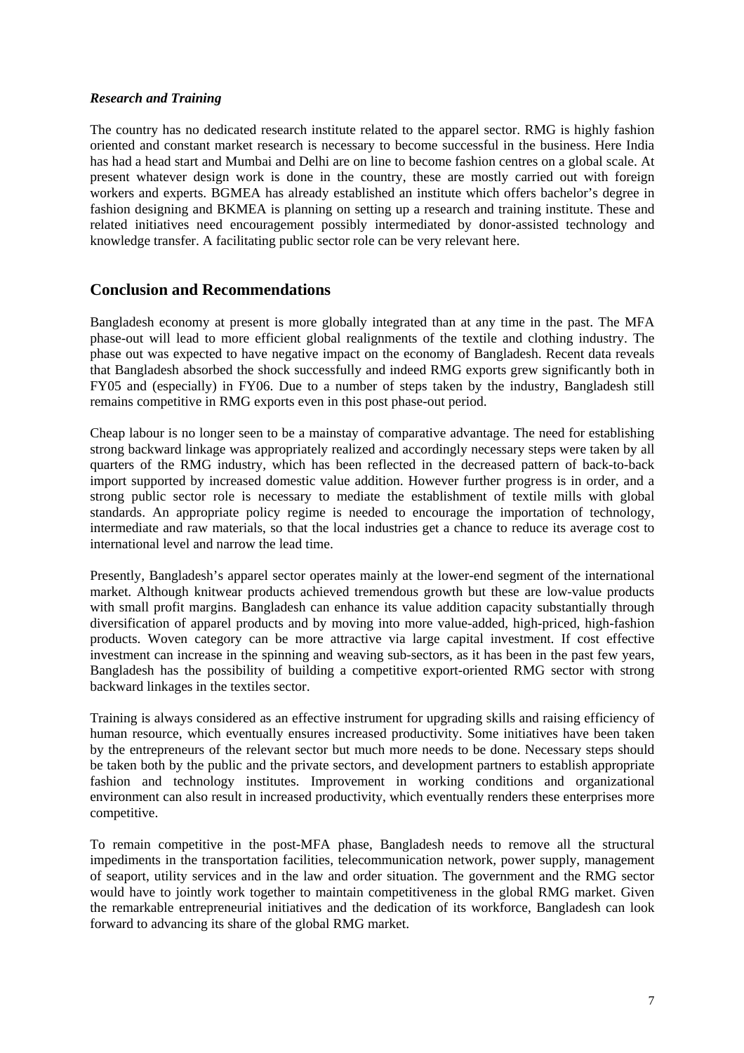*Research and Training*

The country has no dedicated research institute related to the apparel sector. RMG is highly fashion oriented and constant market research is necessary to become successful in the business. Here India has had a head start and Mumbai and Delhi are on line to become fashion centres on a global scale. At present whatever design work is done in the country, these are mostly carried out with foreign workers and experts. BGMEA has already established an institute which offers bachelor's degree in fashion designing and BKMEA is planning on setting up a research and training institute. These and related initiatives need encouragement possibly intermediated by donor-assisted technology and knowledge transfer. A facilitating public sector role can be very relevant here.

## Conclusion and Recommendations

Bangladesh economy at present is more globally integrated than at any time in the past. The MFA phase-out will lead to more efficient global realignments of the textile and clothing industry. The phase out was expected to have negative impact on the economy of Bangladesh. Recent data reveals that Bangladesh absorbed the shock successfully and indeed RMG exports grew significantly both in FY05 and (especially) in FY06. Due to a number of steps taken by the industry, Bangladesh still remains competitive in RMG exports even in this post phase-out period.

Cheap labour is no longer seen to be a mainstay of comparative advantage. The need for establishing strong backward linkage was appropriately realized and accordingly necessary steps were taken by all quarters of the RMG industry, which has been reflected in the decreased pattern of back-to-back import supported by increased domestic value addition. However further progress is in order, and a strong public sector role is necessary to mediate the establishment of textile mills with global standards. An appropriate policy regime is needed to encourage the importation of technology, intermediate and raw materials, so that the local industries get a chance to reduce its average cost to international level and narrow the lead time.

Presently, Bangladesh's apparel sector operates mainly at the lower-end segment of the international market. Although knitwear products achieved tremendous growth but these are low-value products with small profit margins. Bangladesh can enhance its value addition capacity substantially through diversification of apparel products and by moving into more value-added, high-priced, high-fashion products. Woven category can be more attractive via large capital investment. If cost effective investment can increase in the spinning and weaving sub-sectors, as it has been in the past few years, Bangladesh has the possibility of building a competitive export-oriented RMG sector with strong backward linkages in the textiles sector.

Training is always considered as an effective instrument for upgrading skills and raising efficiency of human resource, which eventually ensures increased productivity. Some initiatives have been taken by the entrepreneurs of the relevant sector but much more needs to be done. Necessary steps should be taken both by the public and the private sectors, and development partners to establish appropriate fashion and technology institutes. Improvement in working conditions and organizational environment can also result in increased productivity, which eventually renders these enterprises more competitive.

To remain competitive in the post-MFA phase, Bangladesh needs to remove all the structural impediments in the transportation facilities, telecommunication network, power supply, management of seaport, utility services and in the law and order situation. The government and the RMG sector would have to jointly work together to maintain competitiveness in the global RMG market. Given the remarkable entrepreneurial initiatives and the dedication of its workforce, Bangladesh can look forward to advancing its share of the global RMG market.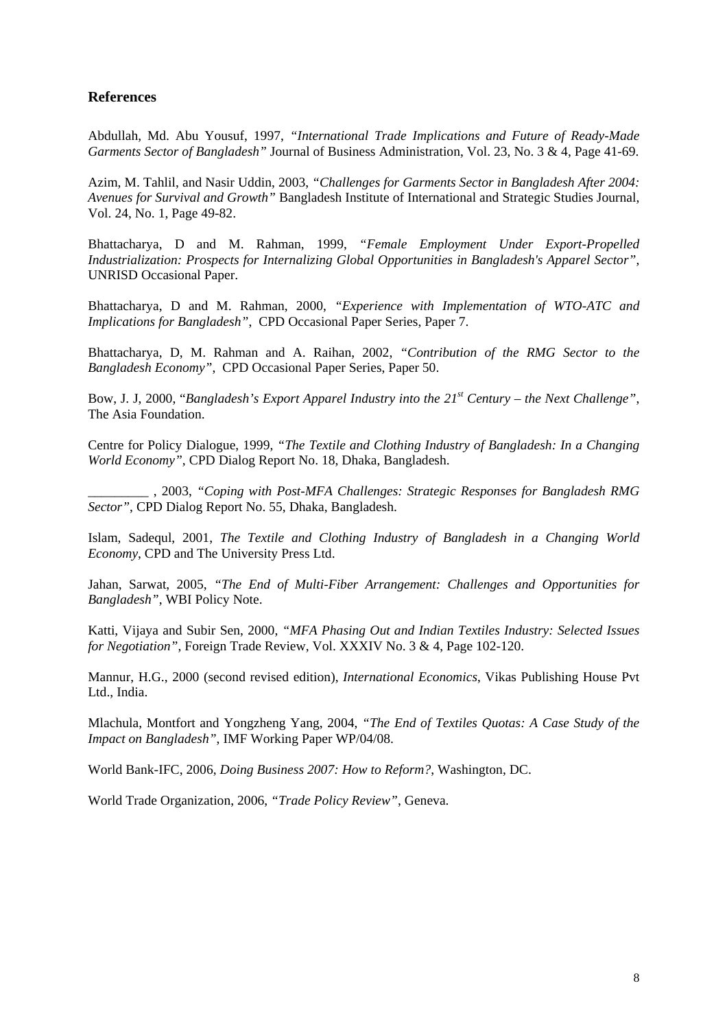## References

Abdullah, Md. Abu Yousuf, 1997, *"International Trade Implications and Future of Ready-Made Garments Sector of Bangladesh"* Journal of Business Administration, Vol. 23, No. 3 & 4, Page 41-69.

Azim, M. Tahlil, and Nasir Uddin, 2003, *"Challenges for Garments Sector in Bangladesh After 2004: Avenues for Survival and Growth"* Bangladesh Institute of International and Strategic Studies Journal, Vol. 24, No. 1, Page 49-82.

Bhattacharya, D and M. Rahman, 1999, *"Female Employment Under Export-Propelled Industrialization: Prospects for Internalizing Global Opportunities in Bangladesh's Apparel Sector"*, UNRISD Occasional Paper.

Bhattacharya, D and M. Rahman, 2000, *"Experience with Implementation of WTO-ATC and Implications for Bangladesh"*, CPD Occasional Paper Series, Paper 7.

Bhattacharya, D, M. Rahman and A. Raihan, 2002, *"Contribution of the RMG Sector to the Bangladesh Economy"*, CPD Occasional Paper Series, Paper 50.

Bow, J. J, 2000, "*Bangladesh's Export Apparel Industry into the 21st Century – the Next Challenge"*, The Asia Foundation.

Centre for Policy Dialogue, 1999, *"The Textile and Clothing Industry of Bangladesh: In a Changing World Economy"*, CPD Dialog Report No. 18, Dhaka, Bangladesh.

_________ , 2003, *"Coping with Post-MFA Challenges: Strategic Responses for Bangladesh RMG Sector"*, CPD Dialog Report No. 55, Dhaka, Bangladesh.

Islam, Sadequl, 2001, *The Textile and Clothing Industry of Bangladesh in a Changing World Economy*, CPD and The University Press Ltd.

Jahan, Sarwat, 2005, *"The End of Multi-Fiber Arrangement: Challenges and Opportunities for Bangladesh"*, WBI Policy Note.

Katti, Vijaya and Subir Sen, 2000, *"MFA Phasing Out and Indian Textiles Industry: Selected Issues for Negotiation"*, Foreign Trade Review, Vol. XXXIV No. 3 & 4, Page 102-120.

Mannur, H.G., 2000 (second revised edition), *International Economics*, Vikas Publishing House Pvt Ltd., India.

Mlachula, Montfort and Yongzheng Yang, 2004, *"The End of Textiles Quotas: A Case Study of the Impact on Bangladesh"*, IMF Working Paper WP/04/08.

World Bank-IFC, 2006, *Doing Business 2007: How to Reform?*, Washington, DC.

World Trade Organization, 2006, *"Trade Policy Review"*, Geneva.